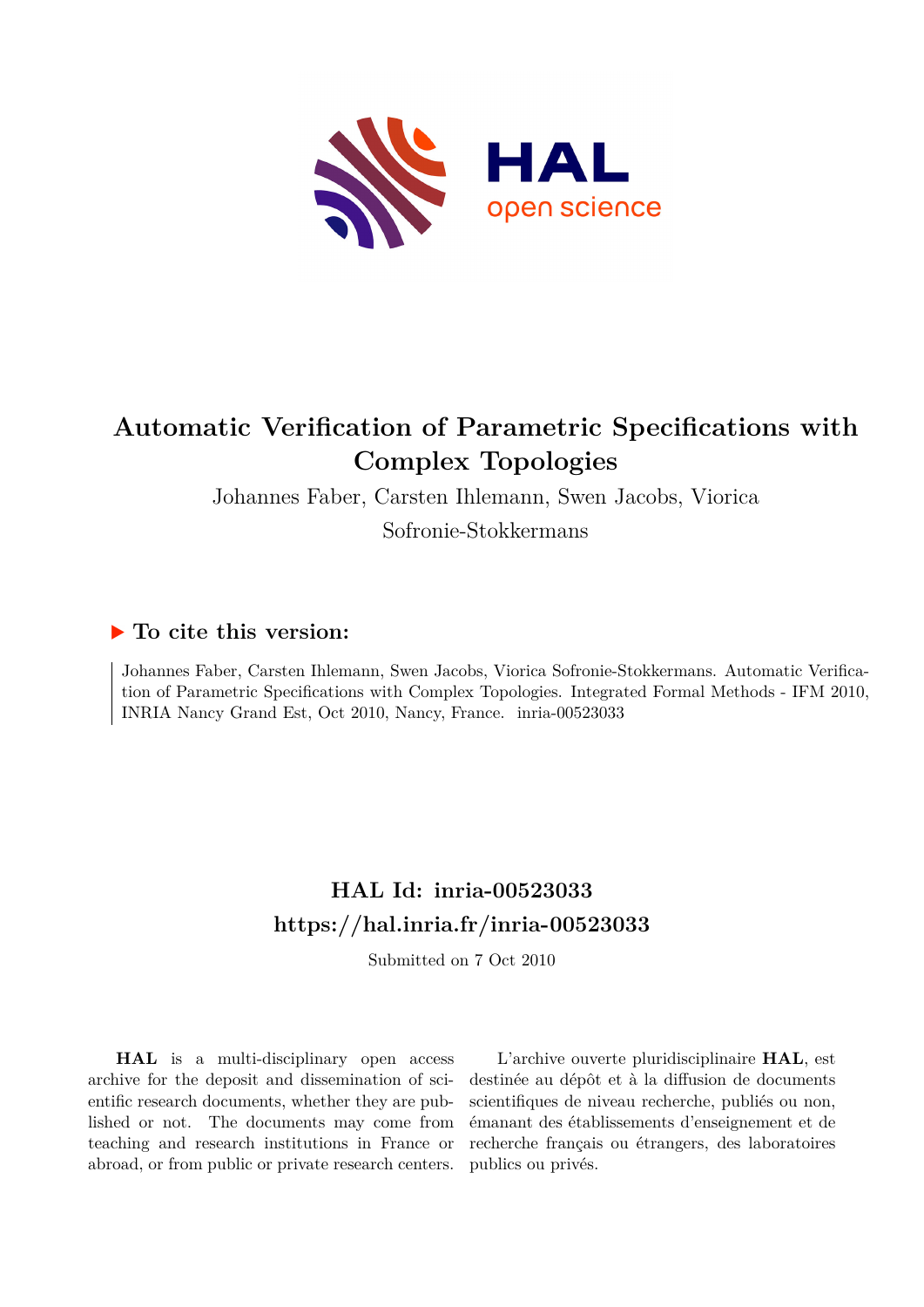# Automatic Verification of Parametric Specifications with Complex Topologies

Johannes Faber, Carsten Ihlemann, Swen Jacobs, Viorica Sofronie-Stokkermans

## ▶ To cite this version:

Johannes Faber, Carsten Ihlemann, Swen Jacobs, Viorica Sofronie-Stokkermans. Automatic Verification of Parametric Specifications with Complex Topologies. Integrated Formal Methods - IFM 2010, INRIA Nancy Grand Est, Oct 2010, Nancy, France. inria-00523033

## HAL Id: inria-00523033
## https://hal.inria.fr/inria-00523033

Submitted on 7 Oct 2010

**HAL** is a multi-disciplinary open access archive for the deposit and dissemination of scientific research documents, whether they are published or not. The documents may come from teaching and research institutions in France or abroad, or from public or private research centers.

L'archive ouverte pluridisciplinaire **HAL**, est destinée au dépôt et à la diffusion de documents scientifiques de niveau recherche, publiés ou non, émanant des établissements d'enseignement et de recherche français ou étrangers, des laboratoires publics ou privés.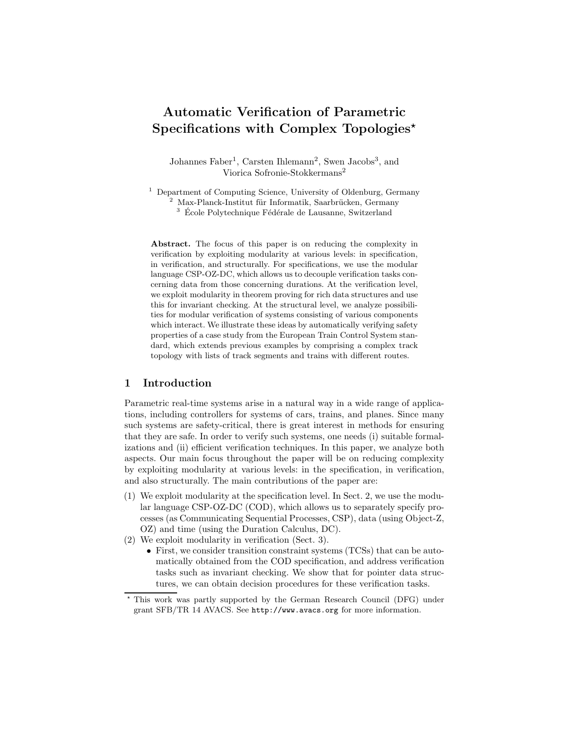# Automatic Verification of Parametric Specifications with Complex Topologies*

Johannes Faber[1], Carsten Ihlemann[2], Swen Jacobs[3], and Viorica Sofronie-Stokkermans[2]

[1] Department of Computing Science, University of Oldenburg, Germany
[2] Max-Planck-Institut für Informatik, Saarbrücken, Germany
[3] École Polytechnique Fédérale de Lausanne, Switzerland

**Abstract.** The focus of this paper is on reducing the complexity in verification by exploiting modularity at various levels: in specification, in verification, and structurally. For specifications, we use the modular language CSP-OZ-DC, which allows us to decouple verification tasks concerning data from those concerning durations. At the verification level, we exploit modularity in theorem proving for rich data structures and use this for invariant checking. At the structural level, we analyze possibilities for modular verification of systems consisting of various components which interact. We illustrate these ideas by automatically verifying safety properties of a case study from the European Train Control System standard, which extends previous examples by comprising a complex track topology with lists of track segments and trains with different routes.

## 1 Introduction

Parametric real-time systems arise in a natural way in a wide range of applications, including controllers for systems of cars, trains, and planes. Since many such systems are safety-critical, there is great interest in methods for ensuring that they are safe. In order to verify such systems, one needs (i) suitable formalizations and (ii) efficient verification techniques. In this paper, we analyze both aspects. Our main focus throughout the paper will be on reducing complexity by exploiting modularity at various levels: in the specification, in verification, and also structurally. The main contributions of the paper are:

(1) We exploit modularity at the specification level. In Sect. 2, we use the modular language CSP-OZ-DC (COD), which allows us to separately specify processes (as Communicating Sequential Processes, CSP), data (using Object-Z, OZ) and time (using the Duration Calculus, DC).

(2) We exploit modularity in verification (Sect. 3).
   - First, we consider transition constraint systems (TCSs) that can be automatically obtained from the COD specification, and address verification tasks such as invariant checking. We show that for pointer data structures, we can obtain decision procedures for these verification tasks.

* This work was partly supported by the German Research Council (DFG) under grant SFB/TR 14 AVACS. See http://www.avacs.org for more information.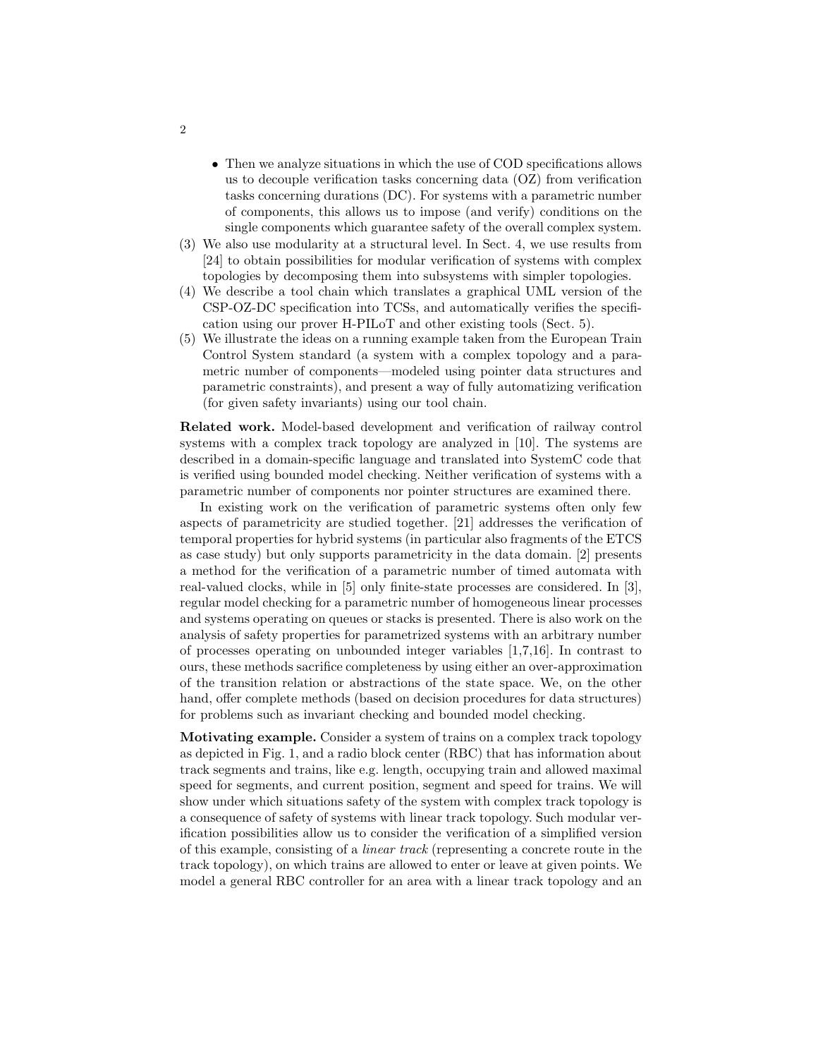- Then we analyze situations in which the use of COD specifications allows us to decouple verification tasks concerning data (OZ) from verification tasks concerning durations (DC). For systems with a parametric number of components, this allows us to impose (and verify) conditions on the single components which guarantee safety of the overall complex system.

(3) We also use modularity at a structural level. In Sect. 4, we use results from [24] to obtain possibilities for modular verification of systems with complex topologies by decomposing them into subsystems with simpler topologies.

(4) We describe a tool chain which translates a graphical UML version of the CSP-OZ-DC specification into TCSs, and automatically verifies the specification using our prover H-PILoT and other existing tools (Sect. 5).

(5) We illustrate the ideas on a running example taken from the European Train Control System standard (a system with a complex topology and a parametric number of components—modeled using pointer data structures and parametric constraints), and present a way of fully automatizing verification (for given safety invariants) using our tool chain.

**Related work.** Model-based development and verification of railway control systems with a complex track topology are analyzed in [10]. The systems are described in a domain-specific language and translated into SystemC code that is verified using bounded model checking. Neither verification of systems with a parametric number of components nor pointer structures are examined there.

In existing work on the verification of parametric systems often only few aspects of parametricity are studied together. [21] addresses the verification of temporal properties for hybrid systems (in particular also fragments of the ETCS as case study) but only supports parametricity in the data domain. [2] presents a method for the verification of a parametric number of timed automata with real-valued clocks, while in [5] only finite-state processes are considered. In [3], regular model checking for a parametric number of homogeneous linear processes and systems operating on queues or stacks is presented. There is also work on the analysis of safety properties for parametrized systems with an arbitrary number of processes operating on unbounded integer variables [1,7,16]. In contrast to ours, these methods sacrifice completeness by using either an over-approximation of the transition relation or abstractions of the state space. We, on the other hand, offer complete methods (based on decision procedures for data structures) for problems such as invariant checking and bounded model checking.

**Motivating example.** Consider a system of trains on a complex track topology as depicted in Fig. 1, and a radio block center (RBC) that has information about track segments and trains, like e.g. length, occupying train and allowed maximal speed for segments, and current position, segment and speed for trains. We will show under which situations safety of the system with complex track topology is a consequence of safety of systems with linear track topology. Such modular verification possibilities allow us to consider the verification of a simplified version of this example, consisting of a *linear track* (representing a concrete route in the track topology), on which trains are allowed to enter or leave at given points. We model a general RBC controller for an area with a linear track topology and an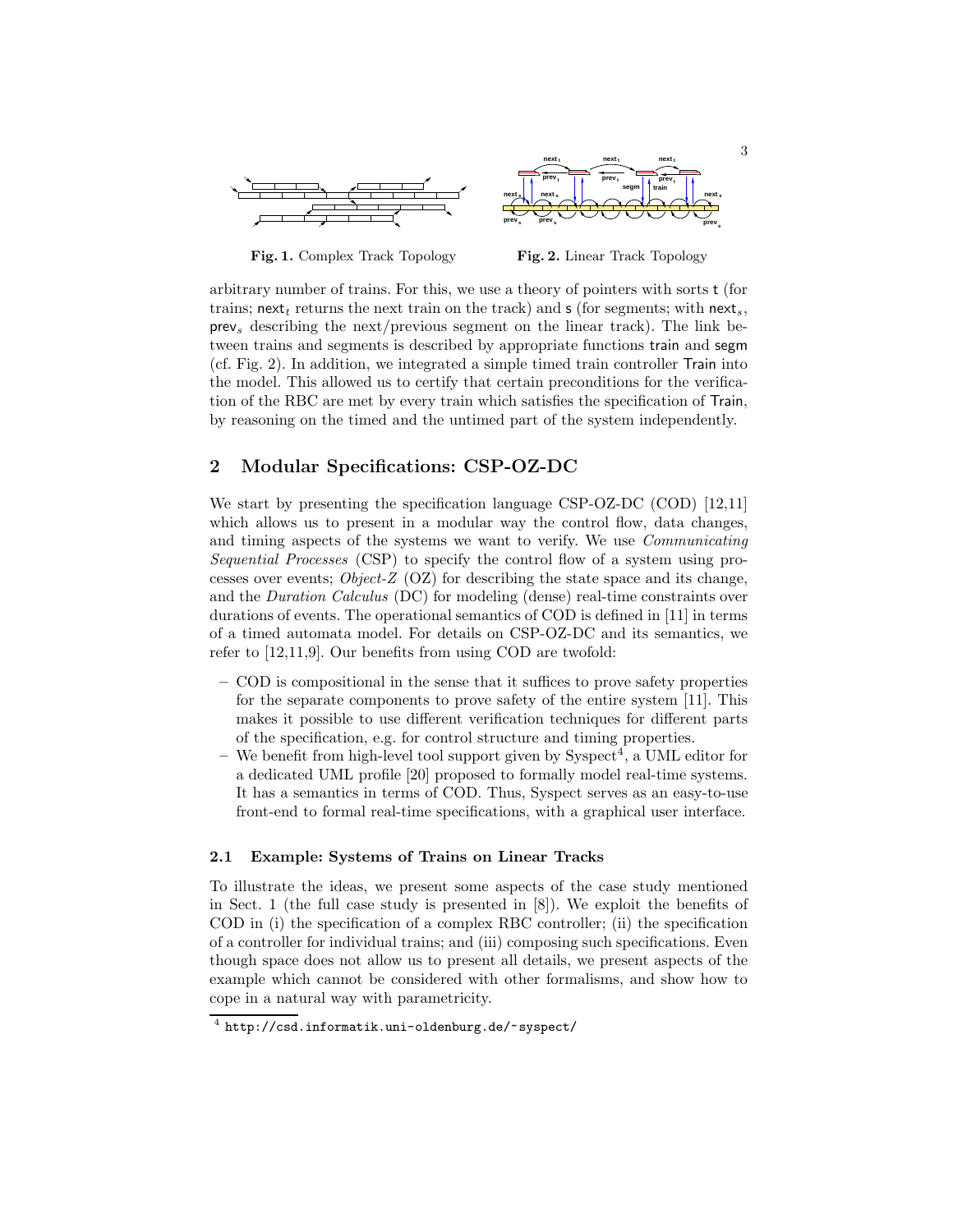Fig. 1. Complex Track Topology

Fig. 2. Linear Track Topology

arbitrary number of trains. For this, we use a theory of pointers with sorts t (for trains; $\mathsf{next}_t$ returns the next train on the track) and s (for segments; with $\mathsf{next}_s$, $\mathsf{prev}_s$ describing the next/previous segment on the linear track). The link between trains and segments is described by appropriate functions train and segm (cf. Fig. 2). In addition, we integrated a simple timed train controller Train into the model. This allowed us to certify that certain preconditions for the verification of the RBC are met by every train which satisfies the specification of Train, by reasoning on the timed and the untimed part of the system independently.

## 2 Modular Specifications: CSP-OZ-DC

We start by presenting the specification language CSP-OZ-DC (COD) [12,11] which allows us to present in a modular way the control flow, data changes, and timing aspects of the systems we want to verify. We use *Communicating Sequential Processes* (CSP) to specify the control flow of a system using processes over events; *Object-Z* (OZ) for describing the state space and its change, and the *Duration Calculus* (DC) for modeling (dense) real-time constraints over durations of events. The operational semantics of COD is defined in [11] in terms of a timed automata model. For details on CSP-OZ-DC and its semantics, we refer to [12,11,9]. Our benefits from using COD are twofold:

- COD is compositional in the sense that it suffices to prove safety properties for the separate components to prove safety of the entire system [11]. This makes it possible to use different verification techniques for different parts of the specification, e.g. for control structure and timing properties.
- We benefit from high-level tool support given by Syspect[4], a UML editor for a dedicated UML profile [20] proposed to formally model real-time systems. It has a semantics in terms of COD. Thus, Syspect serves as an easy-to-use front-end to formal real-time specifications, with a graphical user interface.

### 2.1 Example: Systems of Trains on Linear Tracks

To illustrate the ideas, we present some aspects of the case study mentioned in Sect. 1 (the full case study is presented in [8]). We exploit the benefits of COD in (i) the specification of a complex RBC controller; (ii) the specification of a controller for individual trains; and (iii) composing such specifications. Even though space does not allow us to present all details, we present aspects of the example which cannot be considered with other formalisms, and show how to cope in a natural way with parametricity.

[4] http://csd.informatik.uni-oldenburg.de/~syspect/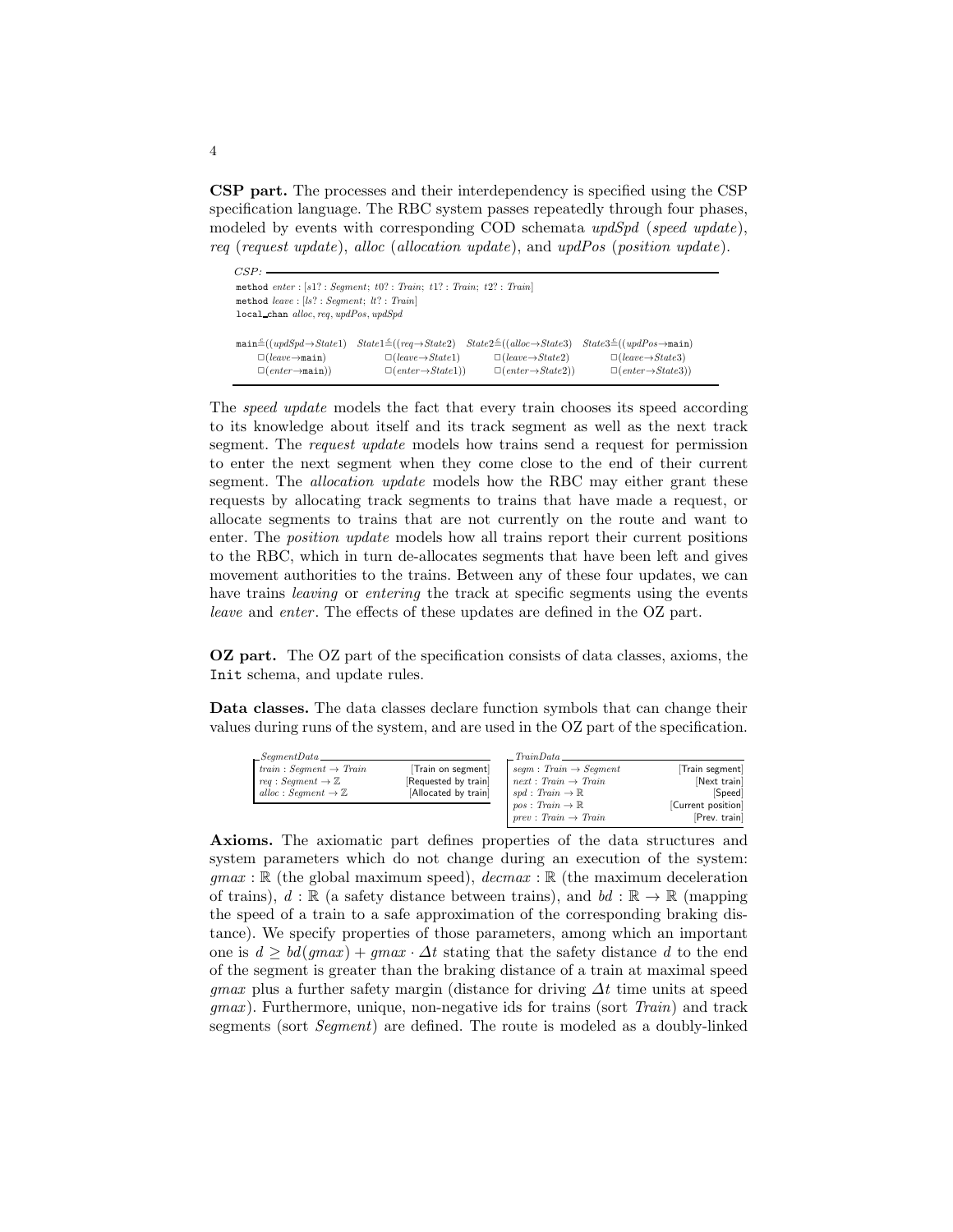**CSP part.** The processes and their interdependency is specified using the CSP specification language. The RBC system passes repeatedly through four phases, modeled by events with corresponding COD schemata *updSpd* (*speed update*), *req* (*request update*), *alloc* (*allocation update*), and *updPos* (*position update*).

```
CSP:
method enter : [s1? : Segment; t0? : Train; t1? : Train; t2? : Train]
method leave : [ls? : Segment; lt? : Train]
local_chan alloc, req, updPos, updSpd

main ≘ ((updSpd → State1)    State1 ≘ ((req → State2)     State2 ≘ ((alloc → State3)    State3 ≘ ((updPos → main)
     □ (leave → main)              □ (leave → State1)           □ (leave → State2)          □ (leave → State3)
     □ (enter → main))             □ (enter → State1))          □ (enter → State2))         □ (enter → State3))
```

The *speed update* models the fact that every train chooses its speed according to its knowledge about itself and its track segment as well as the next track segment. The *request update* models how trains send a request for permission to enter the next segment when they come close to the end of their current segment. The *allocation update* models how the RBC may either grant these requests by allocating track segments to trains that have made a request, or allocate segments to trains that are not currently on the route and want to enter. The *position update* models how all trains report their current positions to the RBC, which in turn de-allocates segments that have been left and gives movement authorities to the trains. Between any of these four updates, we can have trains *leaving* or *entering* the track at specific segments using the events *leave* and *enter*. The effects of these updates are defined in the OZ part.

**OZ part.** The OZ part of the specification consists of data classes, axioms, the `Init` schema, and update rules.

**Data classes.** The data classes declare function symbols that can change their values during runs of the system, and are used in the OZ part of the specification.

| *SegmentData* | |
|---|---|
| $train : Segment \to Train$ | [Train on segment] |
| $req : Segment \to \mathbb{Z}$ | [Requested by train] |
| $alloc : Segment \to \mathbb{Z}$ | [Allocated by train] |

| *TrainData* | |
|---|---|
| $segm : Train \to Segment$ | [Train segment] |
| $next : Train \to Train$ | [Next train] |
| $spd : Train \to \mathbb{R}$ | [Speed] |
| $pos : Train \to \mathbb{R}$ | [Current position] |
| $prev : Train \to Train$ | [Prev. train] |

**Axioms.** The axiomatic part defines properties of the data structures and system parameters which do not change during an execution of the system: $gmax : \mathbb{R}$ (the global maximum speed), $decmax : \mathbb{R}$ (the maximum deceleration of trains), $d : \mathbb{R}$ (a safety distance between trains), and $bd : \mathbb{R} \to \mathbb{R}$ (mapping the speed of a train to a safe approximation of the corresponding braking distance). We specify properties of those parameters, among which an important one is $d \geq bd(gmax) + gmax \cdot \Delta t$ stating that the safety distance $d$ to the end of the segment is greater than the braking distance of a train at maximal speed $gmax$ plus a further safety margin (distance for driving $\Delta t$ time units at speed $gmax$). Furthermore, unique, non-negative ids for trains (sort *Train*) and track segments (sort *Segment*) are defined. The route is modeled as a doubly-linked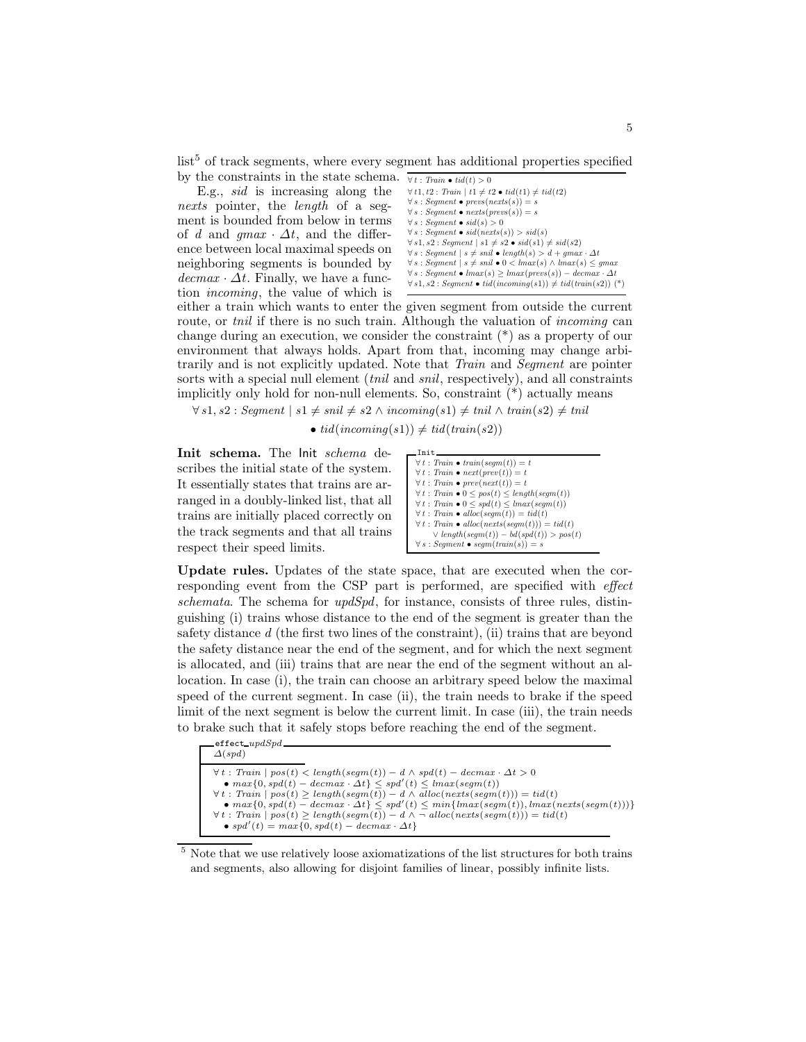list[5] of track segments, where every segment has additional properties specified by the constraints in the state schema.

$$
\begin{array}{l}
\forall t : Train \bullet tid(t) > 0 \\
\forall t1, t2 : Train \mid t1 \neq t2 \bullet tid(t1) \neq tid(t2) \\
\forall s : Segment \bullet prevs(nexts(s)) = s \\
\forall s : Segment \bullet nexts(prevs(s)) = s \\
\forall s : Segment \bullet sid(s) > 0 \\
\forall s : Segment \bullet sid(nexts(s)) > sid(s) \\
\forall s1, s2 : Segment \mid s1 \neq s2 \bullet sid(s1) \neq sid(s2) \\
\forall s : Segment \mid s \neq snil \bullet length(s) > d + gmax \cdot \Delta t \\
\forall s : Segment \mid s \neq snil \bullet 0 < lmax(s) \wedge lmax(s) \leq gmax \\
\forall s : Segment \bullet lmax(s) \geq lmax(prevs(s)) - decmax \cdot \Delta t \\
\forall s1, s2 : Segment \bullet tid(incoming(s1)) \neq tid(train(s2)) \; (*)
\end{array}
$$

E.g., *sid* is increasing along the *nexts* pointer, the *length* of a segment is bounded from below in terms of $d$ and $gmax \cdot \Delta t$, and the difference between local maximal speeds on neighboring segments is bounded by $decmax \cdot \Delta t$. Finally, we have a function *incoming*, the value of which is either a train which wants to enter the given segment from outside the current route, or *tnil* if there is no such train. Although the valuation of *incoming* can change during an execution, we consider the constraint (*) as a property of our environment that always holds. Apart from that, incoming may change arbitrarily and is not explicitly updated. Note that *Train* and *Segment* are pointer sorts with a special null element (*tnil* and *snil*, respectively), and all constraints implicitly only hold for non-null elements. So, constraint (*) actually means

$$\forall s1, s2 : Segment \mid s1 \neq snil \neq s2 \wedge incoming(s1) \neq tnil \wedge train(s2) \neq tnil$$
$$\bullet \; tid(incoming(s1)) \neq tid(train(s2))$$

**Init schema.** The Init *schema* describes the initial state of the system. It essentially states that trains are arranged in a doubly-linked list, that all trains are initially placed correctly on the track segments and that all trains respect their speed limits.

```
Init
```

$$
\begin{array}{l}
\forall t : Train \bullet train(segm(t)) = t \\
\forall t : Train \bullet next(prev(t)) = t \\
\forall t : Train \bullet prev(next(t)) = t \\
\forall t : Train \bullet 0 \leq pos(t) \leq length(segm(t)) \\
\forall t : Train \bullet 0 \leq spd(t) \leq lmax(segm(t)) \\
\forall t : Train \bullet alloc(segm(t)) = tid(t) \\
\forall t : Train \bullet alloc(nexts(segm(t))) = tid(t) \\
\quad \vee \; length(segm(t)) - bd(spd(t)) > pos(t) \\
\forall s : Segment \bullet segm(train(s)) = s
\end{array}
$$

**Update rules.** Updates of the state space, that are executed when the corresponding event from the CSP part is performed, are specified with *effect schemata*. The schema for *updSpd*, for instance, consists of three rules, distinguishing (i) trains whose distance to the end of the segment is greater than the safety distance $d$ (the first two lines of the constraint), (ii) trains that are beyond the safety distance near the end of the segment, and for which the next segment is allocated, and (iii) trains that are near the end of the segment without an allocation. In case (i), the train can choose an arbitrary speed below the maximal speed of the current segment. In case (ii), the train needs to brake if the speed limit of the next segment is below the current limit. In case (iii), the train needs to brake such that it safely stops before reaching the end of the segment.

```
effect_updSpd
```

$$\Delta(spd)$$

$$
\begin{array}{l}
\forall t : Train \mid pos(t) < length(segm(t)) - d \wedge spd(t) - decmax \cdot \Delta t > 0 \\
\quad \bullet \; max\{0, spd(t) - decmax \cdot \Delta t\} \leq spd'(t) \leq lmax(segm(t)) \\
\forall t : Train \mid pos(t) \geq length(segm(t)) - d \wedge alloc(nexts(segm(t))) = tid(t) \\
\quad \bullet \; max\{0, spd(t) - decmax \cdot \Delta t\} \leq spd'(t) \leq min\{lmax(segm(t)), lmax(nexts(segm(t)))\} \\
\forall t : Train \mid pos(t) \geq length(segm(t)) - d \wedge \neg \; alloc(nexts(segm(t))) = tid(t) \\
\quad \bullet \; spd'(t) = max\{0, spd(t) - decmax \cdot \Delta t\}
\end{array}
$$

---

[5] Note that we use relatively loose axiomatizations of the list structures for both trains and segments, also allowing for disjoint families of linear, possibly infinite lists.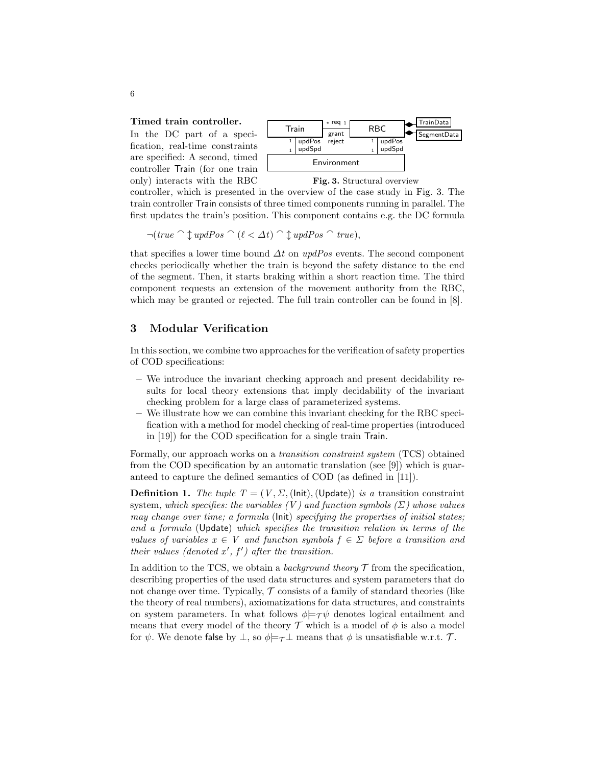**Timed train controller.** In the DC part of a specification, real-time constraints are specified: A second, timed controller Train (for one train only) interacts with the RBC controller, which is presented in the overview of the case study in Fig. 3. The train controller Train consists of three timed components running in parallel. The first updates the train's position. This component contains e.g. the DC formula

Fig. 3. Structural overview

$$\neg(true \frown \updownarrow updPos \frown (\ell < \Delta t) \frown \updownarrow updPos \frown true),$$

that specifies a lower time bound $\Delta t$ on *updPos* events. The second component checks periodically whether the train is beyond the safety distance to the end of the segment. Then, it starts braking within a short reaction time. The third component requests an extension of the movement authority from the RBC, which may be granted or rejected. The full train controller can be found in [8].

## 3 Modular Verification

In this section, we combine two approaches for the verification of safety properties of COD specifications:

- We introduce the invariant checking approach and present decidability results for local theory extensions that imply decidability of the invariant checking problem for a large class of parameterized systems.
- We illustrate how we can combine this invariant checking for the RBC specification with a method for model checking of real-time properties (introduced in [19]) for the COD specification for a single train Train.

Formally, our approach works on a *transition constraint system* (TCS) obtained from the COD specification by an automatic translation (see [9]) which is guaranteed to capture the defined semantics of COD (as defined in [11]).

**Definition 1.** *The tuple $T = (V, \Sigma, (\mathsf{Init}), (\mathsf{Update}))$ is a* transition constraint system*, which specifies: the variables ($V$) and function symbols ($\Sigma$) whose values may change over time; a formula* (Init) *specifying the properties of initial states; and a formula* (Update) *which specifies the transition relation in terms of the values of variables $x \in V$ and function symbols $f \in \Sigma$ before a transition and their values (denoted $x'$, $f'$) after the transition.*

In addition to the TCS, we obtain a *background theory* $\mathcal{T}$ from the specification, describing properties of the used data structures and system parameters that do not change over time. Typically, $\mathcal{T}$ consists of a family of standard theories (like the theory of real numbers), axiomatizations for data structures, and constraints on system parameters. In what follows $\phi \models_{\mathcal{T}} \psi$ denotes logical entailment and means that every model of the theory $\mathcal{T}$ which is a model of $\phi$ is also a model for $\psi$. We denote false by $\perp$, so $\phi \models_{\mathcal{T}} \perp$ means that $\phi$ is unsatisfiable w.r.t. $\mathcal{T}$.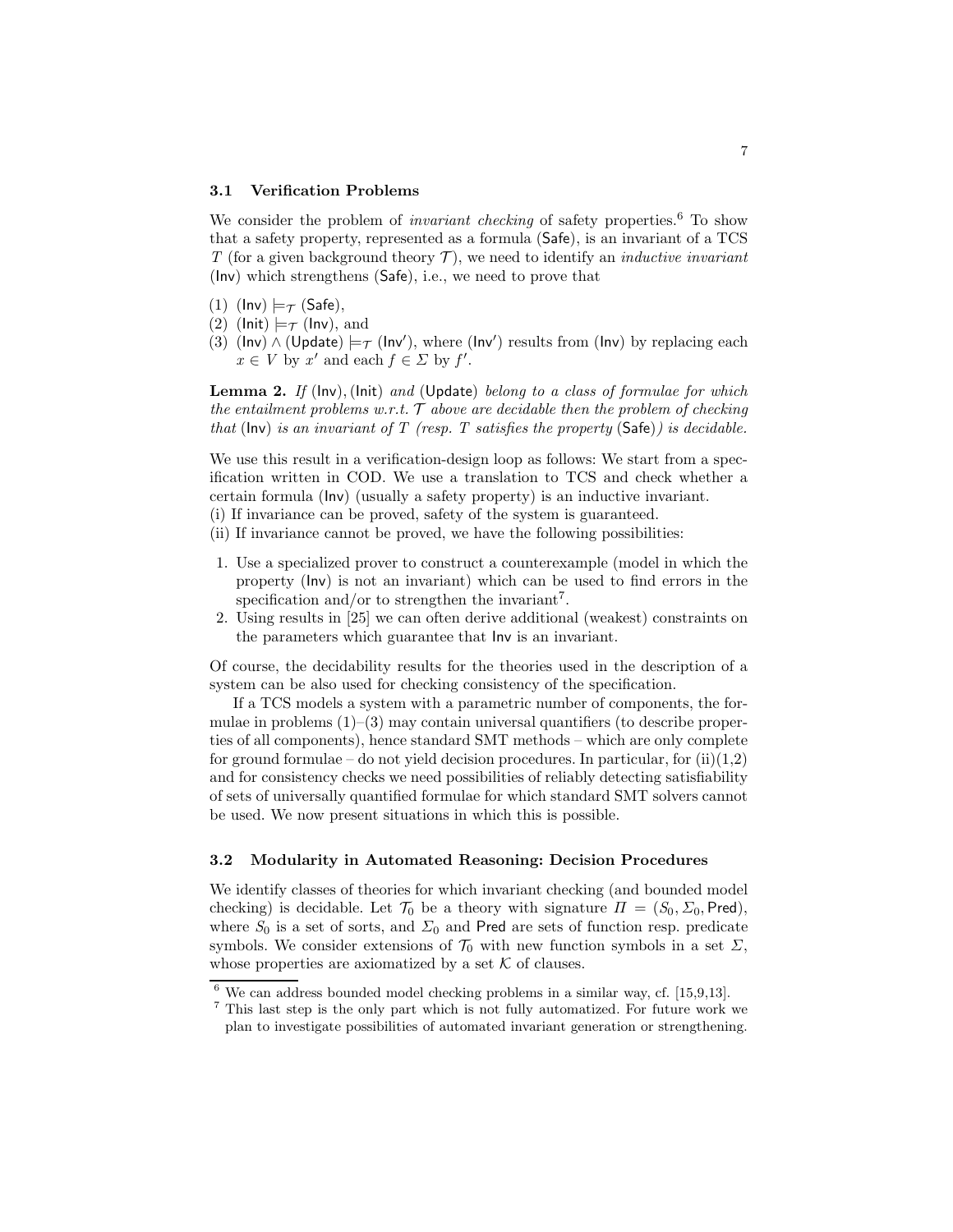### 3.1 Verification Problems

We consider the problem of *invariant checking* of safety properties.[6] To show that a safety property, represented as a formula (Safe), is an invariant of a TCS $T$ (for a given background theory $\mathcal{T}$), we need to identify an *inductive invariant* (Inv) which strengthens (Safe), i.e., we need to prove that

(1) (Inv) $\models_{\mathcal{T}}$ (Safe),
(2) (Init) $\models_{\mathcal{T}}$ (Inv), and
(3) (Inv) $\wedge$ (Update) $\models_{\mathcal{T}}$ (Inv$'$), where (Inv$'$) results from (Inv) by replacing each $x \in V$ by $x'$ and each $f \in \Sigma$ by $f'$.

**Lemma 2.** *If* (Inv), (Init) *and* (Update) *belong to a class of formulae for which the entailment problems w.r.t.* $\mathcal{T}$ *above are decidable then the problem of checking that* (Inv) *is an invariant of* $T$ *(resp.* $T$ *satisfies the property* (Safe)*) is decidable.*

We use this result in a verification-design loop as follows: We start from a specification written in COD. We use a translation to TCS and check whether a certain formula (Inv) (usually a safety property) is an inductive invariant.
(i) If invariance can be proved, safety of the system is guaranteed.
(ii) If invariance cannot be proved, we have the following possibilities:

1. Use a specialized prover to construct a counterexample (model in which the property (Inv) is not an invariant) which can be used to find errors in the specification and/or to strengthen the invariant[7].
2. Using results in [25] we can often derive additional (weakest) constraints on the parameters which guarantee that Inv is an invariant.

Of course, the decidability results for the theories used in the description of a system can be also used for checking consistency of the specification.

If a TCS models a system with a parametric number of components, the formulae in problems (1)–(3) may contain universal quantifiers (to describe properties of all components), hence standard SMT methods – which are only complete for ground formulae – do not yield decision procedures. In particular, for (ii)(1,2) and for consistency checks we need possibilities of reliably detecting satisfiability of sets of universally quantified formulae for which standard SMT solvers cannot be used. We now present situations in which this is possible.

### 3.2 Modularity in Automated Reasoning: Decision Procedures

We identify classes of theories for which invariant checking (and bounded model checking) is decidable. Let $\mathcal{T}_0$ be a theory with signature $\Pi = (S_0, \Sigma_0, \mathsf{Pred})$, where $S_0$ is a set of sorts, and $\Sigma_0$ and Pred are sets of function resp. predicate symbols. We consider extensions of $\mathcal{T}_0$ with new function symbols in a set $\Sigma$, whose properties are axiomatized by a set $\mathcal{K}$ of clauses.

[6] We can address bounded model checking problems in a similar way, cf. [15,9,13].

[7] This last step is the only part which is not fully automatized. For future work we plan to investigate possibilities of automated invariant generation or strengthening.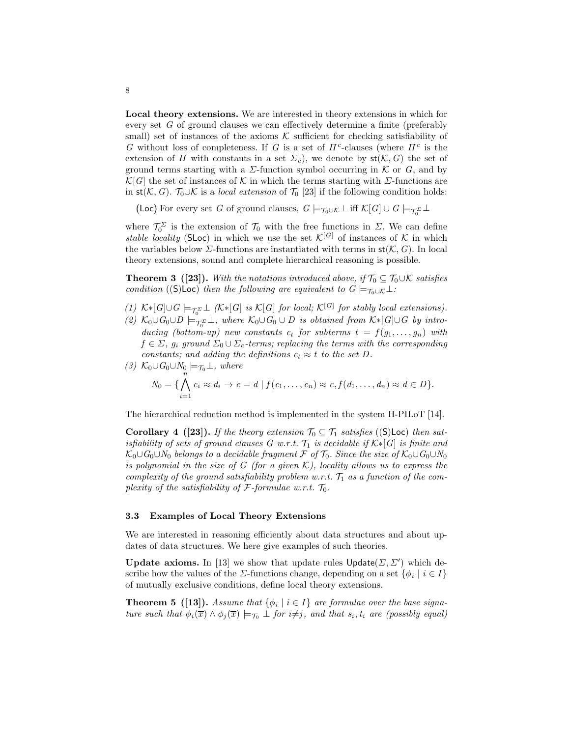**Local theory extensions.** We are interested in theory extensions in which for every set $G$ of ground clauses we can effectively determine a finite (preferably small) set of instances of the axioms $\mathcal{K}$ sufficient for checking satisfiability of $G$ without loss of completeness. If $G$ is a set of $\Pi^c$-clauses (where $\Pi^c$ is the extension of $\Pi$ with constants in a set $\Sigma_c$), we denote by $\mathsf{st}(\mathcal{K}, G)$ the set of ground terms starting with a $\Sigma$-function symbol occurring in $\mathcal{K}$ or $G$, and by $\mathcal{K}[G]$ the set of instances of $\mathcal{K}$ in which the terms starting with $\Sigma$-functions are in $\mathsf{st}(\mathcal{K}, G)$. $\mathcal{T}_0 \cup \mathcal{K}$ is a *local extension* of $\mathcal{T}_0$ [23] if the following condition holds:

(Loc) For every set $G$ of ground clauses, $G \models_{\mathcal{T}_0 \cup \mathcal{K}} \perp$ iff $\mathcal{K}[G] \cup G \models_{\mathcal{T}_0^\Sigma} \perp$

where $\mathcal{T}_0^\Sigma$ is the extension of $\mathcal{T}_0$ with the free functions in $\Sigma$. We can define *stable locality* (SLoc) in which we use the set $\mathcal{K}^{[G]}$ of instances of $\mathcal{K}$ in which the variables below $\Sigma$-functions are instantiated with terms in $\mathsf{st}(\mathcal{K}, G)$. In local theory extensions, sound and complete hierarchical reasoning is possible.

**Theorem 3 ([23]).** *With the notations introduced above, if $\mathcal{T}_0 \subseteq \mathcal{T}_0 \cup \mathcal{K}$ satisfies condition ((S)Loc) then the following are equivalent to $G \models_{\mathcal{T}_0 \cup \mathcal{K}} \perp$:*

*(1) $\mathcal{K}{*}[G] \cup G \models_{\mathcal{T}_0^\Sigma} \perp$ ($\mathcal{K}{*}[G]$ is $\mathcal{K}[G]$ for local; $\mathcal{K}^{[G]}$ for stably local extensions).*

*(2) $\mathcal{K}_0 \cup G_0 \cup D \models_{\mathcal{T}_0^\Sigma} \perp$, where $\mathcal{K}_0 \cup G_0 \cup D$ is obtained from $\mathcal{K}{*}[G] \cup G$ by introducing (bottom-up) new constants $c_t$ for subterms $t = f(g_1, \dots, g_n)$ with $f \in \Sigma$, $g_i$ ground $\Sigma_0 \cup \Sigma_c$-terms; replacing the terms with the corresponding constants; and adding the definitions $c_t \approx t$ to the set $D$.*

*(3) $\mathcal{K}_0 \cup G_0 \cup N_0 \models_{\mathcal{T}_0} \perp$, where*

$$N_0 = \{ \bigwedge_{i=1}^{n} c_i \approx d_i \rightarrow c = d \mid f(c_1, \dots, c_n) \approx c, f(d_1, \dots, d_n) \approx d \in D \}.$$

The hierarchical reduction method is implemented in the system H-PILoT [14].

**Corollary 4 ([23]).** *If the theory extension $\mathcal{T}_0 \subseteq \mathcal{T}_1$ satisfies ((S)Loc) then satisfiability of sets of ground clauses $G$ w.r.t. $\mathcal{T}_1$ is decidable if $\mathcal{K}{*}[G]$ is finite and $\mathcal{K}_0 \cup G_0 \cup N_0$ belongs to a decidable fragment $\mathcal{F}$ of $\mathcal{T}_0$. Since the size of $\mathcal{K}_0 \cup G_0 \cup N_0$ is polynomial in the size of $G$ (for a given $\mathcal{K}$), locality allows us to express the complexity of the ground satisfiability problem w.r.t. $\mathcal{T}_1$ as a function of the complexity of the satisfiability of $\mathcal{F}$-formulae w.r.t. $\mathcal{T}_0$.*

### 3.3 Examples of Local Theory Extensions

We are interested in reasoning efficiently about data structures and about updates of data structures. We here give examples of such theories.

**Update axioms.** In [13] we show that update rules $\mathsf{Update}(\Sigma, \Sigma')$ which describe how the values of the $\Sigma$-functions change, depending on a set $\{\phi_i \mid i \in I\}$ of mutually exclusive conditions, define local theory extensions.

**Theorem 5 ([13]).** *Assume that $\{\phi_i \mid i \in I\}$ are formulae over the base signature such that $\phi_i(\overline{x}) \wedge \phi_j(\overline{x}) \models_{\mathcal{T}_0} \perp$ for $i \neq j$, and that $s_i, t_i$ are (possibly equal)*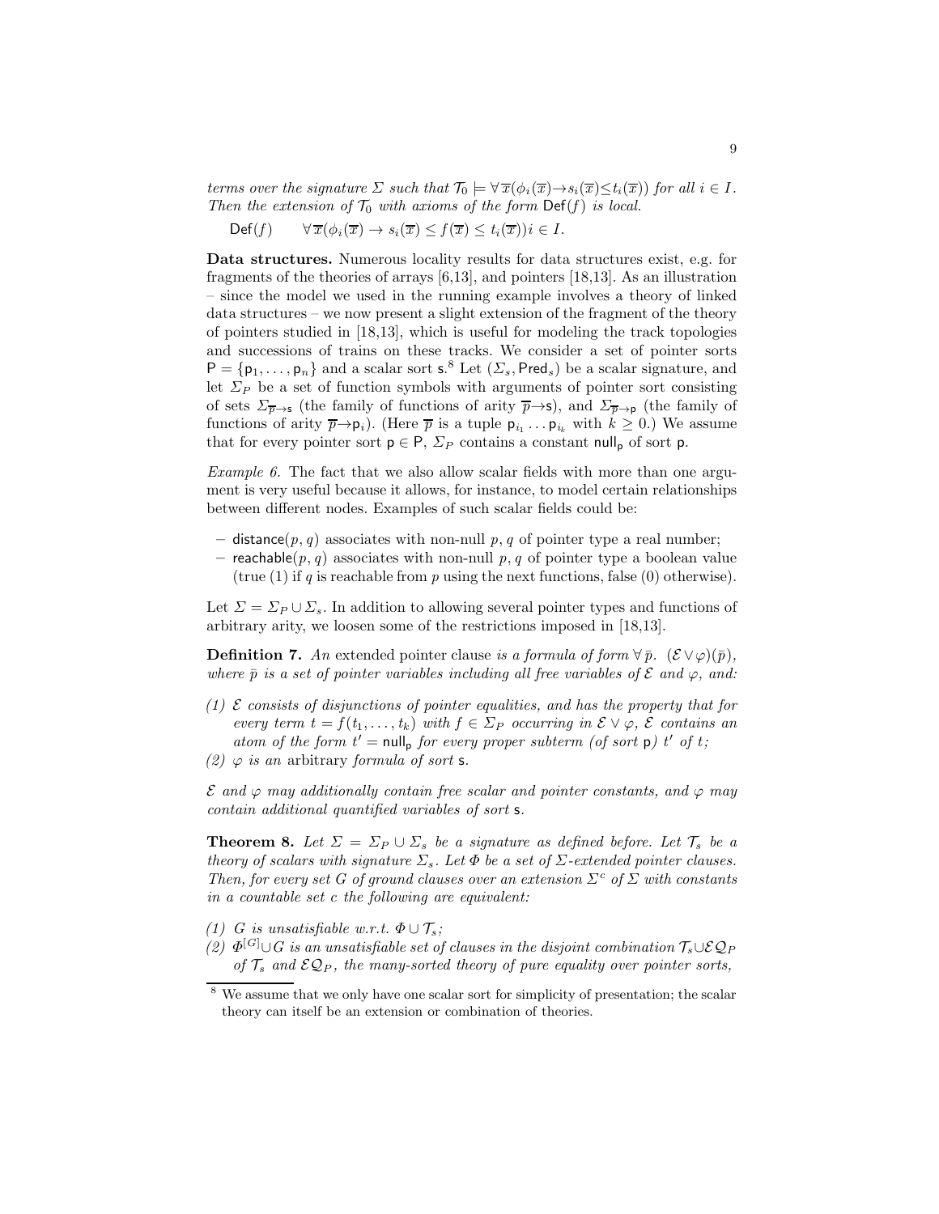*terms over the signature $\Sigma$ such that $\mathcal{T}_0 \models \forall \overline{x}(\phi_i(\overline{x}) \rightarrow s_i(\overline{x}) \leq t_i(\overline{x}))$ for all $i \in I$. Then the extension of $\mathcal{T}_0$ with axioms of the form $\mathsf{Def}(f)$ is local.*

$$\mathsf{Def}(f) \qquad \forall \overline{x}(\phi_i(\overline{x}) \rightarrow s_i(\overline{x}) \leq f(\overline{x}) \leq t_i(\overline{x})) i \in I.$$

**Data structures.** Numerous locality results for data structures exist, e.g. for fragments of the theories of arrays [6,13], and pointers [18,13]. As an illustration – since the model we used in the running example involves a theory of linked data structures – we now present a slight extension of the fragment of the theory of pointers studied in [18,13], which is useful for modeling the track topologies and successions of trains on these tracks. We consider a set of pointer sorts $\mathsf{P} = \{\mathsf{p}_1, \dots, \mathsf{p}_n\}$ and a scalar sort $\mathsf{s}$.[8] Let $(\Sigma_s, \mathsf{Pred}_s)$ be a scalar signature, and let $\Sigma_P$ be a set of function symbols with arguments of pointer sort consisting of sets $\Sigma_{\overline{p} \rightarrow \mathsf{s}}$ (the family of functions of arity $\overline{p} \rightarrow \mathsf{s}$), and $\Sigma_{\overline{p} \rightarrow \mathsf{p}}$ (the family of functions of arity $\overline{p} \rightarrow \mathsf{p}_i$). (Here $\overline{p}$ is a tuple $\mathsf{p}_{i_1} \dots \mathsf{p}_{i_k}$ with $k \geq 0$.) We assume that for every pointer sort $\mathsf{p} \in \mathsf{P}$, $\Sigma_P$ contains a constant $\mathsf{null}_\mathsf{p}$ of sort $\mathsf{p}$.

*Example 6.* The fact that we also allow scalar fields with more than one argument is very useful because it allows, for instance, to model certain relationships between different nodes. Examples of such scalar fields could be:

- $\mathsf{distance}(p, q)$ associates with non-null $p, q$ of pointer type a real number;
- $\mathsf{reachable}(p, q)$ associates with non-null $p, q$ of pointer type a boolean value (true (1) if $q$ is reachable from $p$ using the next functions, false (0) otherwise).

Let $\Sigma = \Sigma_P \cup \Sigma_s$. In addition to allowing several pointer types and functions of arbitrary arity, we loosen some of the restrictions imposed in [18,13].

**Definition 7.** *An* extended pointer clause *is a formula of form $\forall \bar{p}.\ (\mathcal{E} \vee \varphi)(\bar{p})$, where $\bar{p}$ is a set of pointer variables including all free variables of $\mathcal{E}$ and $\varphi$, and:*

*(1) $\mathcal{E}$ consists of disjunctions of pointer equalities, and has the property that for every term $t = f(t_1, \dots, t_k)$ with $f \in \Sigma_P$ occurring in $\mathcal{E} \vee \varphi$, $\mathcal{E}$ contains an atom of the form $t' = \mathsf{null}_\mathsf{p}$ for every proper subterm (of sort $\mathsf{p}$) $t'$ of $t$;*
*(2) $\varphi$ is an* arbitrary *formula of sort* $\mathsf{s}$.

*$\mathcal{E}$ and $\varphi$ may additionally contain free scalar and pointer constants, and $\varphi$ may contain additional quantified variables of sort* $\mathsf{s}$.

**Theorem 8.** *Let $\Sigma = \Sigma_P \cup \Sigma_s$ be a signature as defined before. Let $\mathcal{T}_s$ be a theory of scalars with signature $\Sigma_s$. Let $\Phi$ be a set of $\Sigma$-extended pointer clauses. Then, for every set $G$ of ground clauses over an extension $\Sigma^c$ of $\Sigma$ with constants in a countable set $c$ the following are equivalent:*

*(1) $G$ is unsatisfiable w.r.t. $\Phi \cup \mathcal{T}_s$;*
*(2) $\Phi^{[G]} \cup G$ is an unsatisfiable set of clauses in the disjoint combination $\mathcal{T}_s \cup \mathcal{EQ}_P$ of $\mathcal{T}_s$ and $\mathcal{EQ}_P$, the many-sorted theory of pure equality over pointer sorts,*

[8] We assume that we only have one scalar sort for simplicity of presentation; the scalar theory can itself be an extension or combination of theories.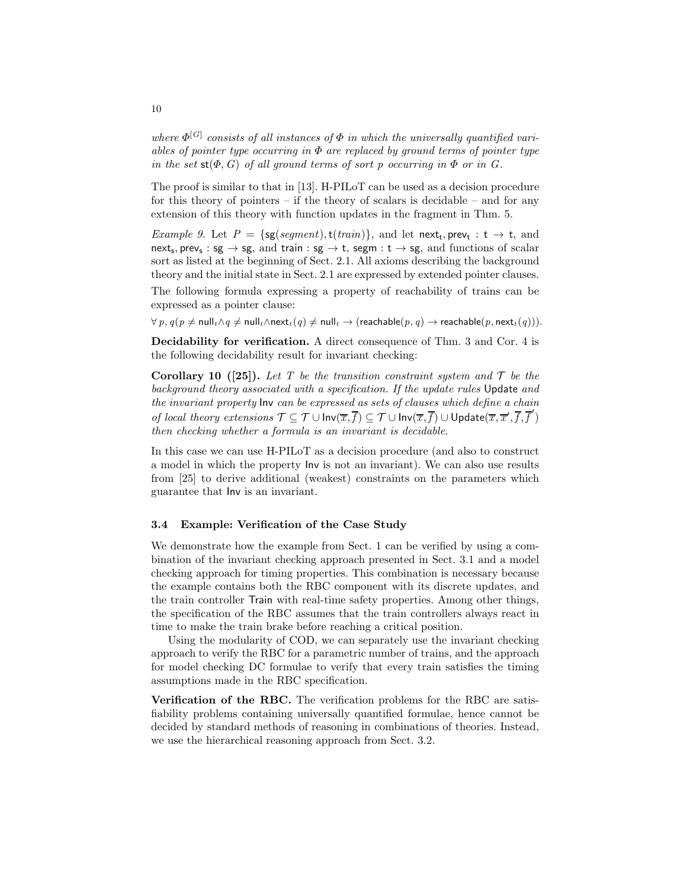*where $\Phi^{[G]}$ consists of all instances of $\Phi$ in which the universally quantified variables of pointer type occurring in $\Phi$ are replaced by ground terms of pointer type in the set $\mathsf{st}(\Phi, G)$ of all ground terms of sort $p$ occurring in $\Phi$ or in $G$.*

The proof is similar to that in [13]. H-PILoT can be used as a decision procedure for this theory of pointers – if the theory of scalars is decidable – and for any extension of this theory with function updates in the fragment in Thm. 5.

*Example 9.* Let $P = \{\mathsf{sg}(\mathit{segment}), \mathsf{t}(\mathit{train})\}$, and let $\mathsf{next_t}, \mathsf{prev_t} : \mathsf{t} \rightarrow \mathsf{t}$, and $\mathsf{next_s}, \mathsf{prev_s} : \mathsf{sg} \rightarrow \mathsf{sg}$, and $\mathsf{train} : \mathsf{sg} \rightarrow \mathsf{t}$, $\mathsf{segm} : \mathsf{t} \rightarrow \mathsf{sg}$, and functions of scalar sort as listed at the beginning of Sect. 2.1. All axioms describing the background theory and the initial state in Sect. 2.1 are expressed by extended pointer clauses.

The following formula expressing a property of reachability of trains can be expressed as a pointer clause:

$\forall\, p, q(p \neq \mathsf{null}_t \wedge q \neq \mathsf{null}_t \wedge \mathsf{next}_t(q) \neq \mathsf{null}_t \rightarrow (\mathsf{reachable}(p, q) \rightarrow \mathsf{reachable}(p, \mathsf{next}_t(q)))$.

**Decidability for verification.** A direct consequence of Thm. 3 and Cor. 4 is the following decidability result for invariant checking:

**Corollary 10 ([25]).** *Let $T$ be the transition constraint system and $\mathcal{T}$ be the background theory associated with a specification. If the update rules* Update *and the invariant property* Inv *can be expressed as sets of clauses which define a chain of local theory extensions $\mathcal{T} \subseteq \mathcal{T} \cup \mathsf{Inv}(\overline{x}, \overline{f}) \subseteq \mathcal{T} \cup \mathsf{Inv}(\overline{x}, \overline{f}) \cup \mathsf{Update}(\overline{x}, \overline{x}', \overline{f}, \overline{f}')$ then checking whether a formula is an invariant is decidable.*

In this case we can use H-PILoT as a decision procedure (and also to construct a model in which the property Inv is not an invariant). We can also use results from [25] to derive additional (weakest) constraints on the parameters which guarantee that Inv is an invariant.

### 3.4 Example: Verification of the Case Study

We demonstrate how the example from Sect. 1 can be verified by using a combination of the invariant checking approach presented in Sect. 3.1 and a model checking approach for timing properties. This combination is necessary because the example contains both the RBC component with its discrete updates, and the train controller Train with real-time safety properties. Among other things, the specification of the RBC assumes that the train controllers always react in time to make the train brake before reaching a critical position.

Using the modularity of COD, we can separately use the invariant checking approach to verify the RBC for a parametric number of trains, and the approach for model checking DC formulae to verify that every train satisfies the timing assumptions made in the RBC specification.

**Verification of the RBC.** The verification problems for the RBC are satisfiability problems containing universally quantified formulae, hence cannot be decided by standard methods of reasoning in combinations of theories. Instead, we use the hierarchical reasoning approach from Sect. 3.2.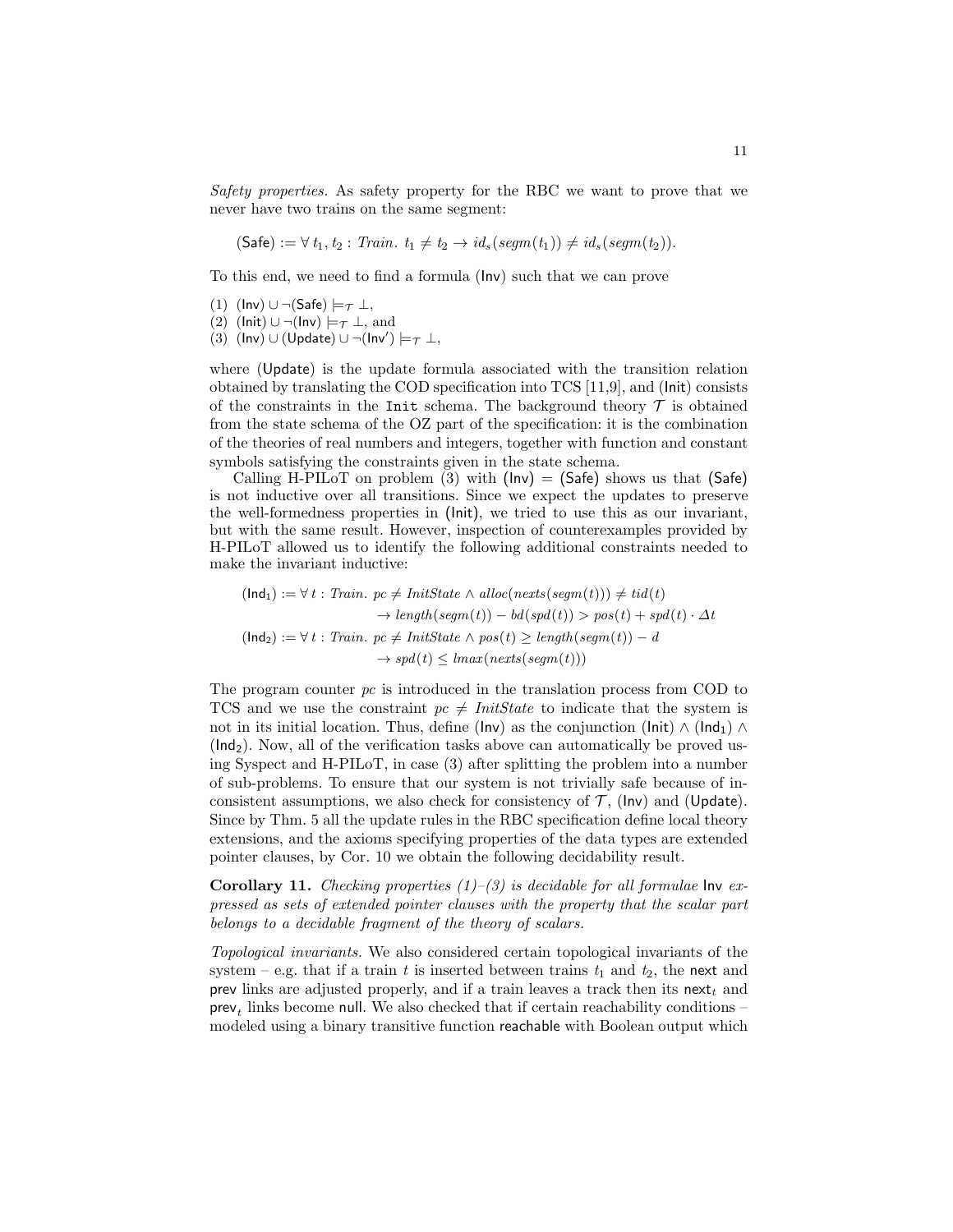*Safety properties.* As safety property for the RBC we want to prove that we never have two trains on the same segment:

$$(\mathsf{Safe}) := \forall\, t_1, t_2 : \mathit{Train}.\ t_1 \neq t_2 \rightarrow \mathit{id}_s(\mathit{segm}(t_1)) \neq \mathit{id}_s(\mathit{segm}(t_2)).$$

To this end, we need to find a formula $(\mathsf{Inv})$ such that we can prove

(1) $(\mathsf{Inv}) \cup \neg(\mathsf{Safe}) \models_{\mathcal{T}} \bot$,
(2) $(\mathsf{Init}) \cup \neg(\mathsf{Inv}) \models_{\mathcal{T}} \bot$, and
(3) $(\mathsf{Inv}) \cup (\mathsf{Update}) \cup \neg(\mathsf{Inv}') \models_{\mathcal{T}} \bot$,

where $(\mathsf{Update})$ is the update formula associated with the transition relation obtained by translating the COD specification into TCS [11,9], and $(\mathsf{Init})$ consists of the constraints in the `Init` schema. The background theory $\mathcal{T}$ is obtained from the state schema of the OZ part of the specification: it is the combination of the theories of real numbers and integers, together with function and constant symbols satisfying the constraints given in the state schema.

Calling H-PILoT on problem (3) with $(\mathsf{Inv}) = (\mathsf{Safe})$ shows us that $(\mathsf{Safe})$ is not inductive over all transitions. Since we expect the updates to preserve the well-formedness properties in $(\mathsf{Init})$, we tried to use this as our invariant, but with the same result. However, inspection of counterexamples provided by H-PILoT allowed us to identify the following additional constraints needed to make the invariant inductive:

$$\begin{aligned}(\mathsf{Ind}_1) := \forall\, t : \mathit{Train}.\ & pc \neq \mathit{InitState} \wedge \mathit{alloc}(\mathit{nexts}(\mathit{segm}(t))) \neq \mathit{tid}(t) \\ & \rightarrow \mathit{length}(\mathit{segm}(t)) - \mathit{bd}(\mathit{spd}(t)) > \mathit{pos}(t) + \mathit{spd}(t) \cdot \Delta t \\ (\mathsf{Ind}_2) := \forall\, t : \mathit{Train}.\ & pc \neq \mathit{InitState} \wedge \mathit{pos}(t) \geq \mathit{length}(\mathit{segm}(t)) - d \\ & \rightarrow \mathit{spd}(t) \leq \mathit{lmax}(\mathit{nexts}(\mathit{segm}(t)))\end{aligned}$$

The program counter $pc$ is introduced in the translation process from COD to TCS and we use the constraint $pc \neq \mathit{InitState}$ to indicate that the system is not in its initial location. Thus, define $(\mathsf{Inv})$ as the conjunction $(\mathsf{Init}) \wedge (\mathsf{Ind}_1) \wedge (\mathsf{Ind}_2)$. Now, all of the verification tasks above can automatically be proved using Syspect and H-PILoT, in case (3) after splitting the problem into a number of sub-problems. To ensure that our system is not trivially safe because of inconsistent assumptions, we also check for consistency of $\mathcal{T}$, $(\mathsf{Inv})$ and $(\mathsf{Update})$. Since by Thm. 5 all the update rules in the RBC specification define local theory extensions, and the axioms specifying properties of the data types are extended pointer clauses, by Cor. 10 we obtain the following decidability result.

**Corollary 11.** *Checking properties (1)–(3) is decidable for all formulae* $\mathsf{Inv}$ *expressed as sets of extended pointer clauses with the property that the scalar part belongs to a decidable fragment of the theory of scalars.*

*Topological invariants.* We also considered certain topological invariants of the system – e.g. that if a train $t$ is inserted between trains $t_1$ and $t_2$, the $\mathsf{next}$ and $\mathsf{prev}$ links are adjusted properly, and if a train leaves a track then its $\mathsf{next}_t$ and $\mathsf{prev}_t$ links become $\mathsf{null}$. We also checked that if certain reachability conditions – modeled using a binary transitive function $\mathsf{reachable}$ with Boolean output which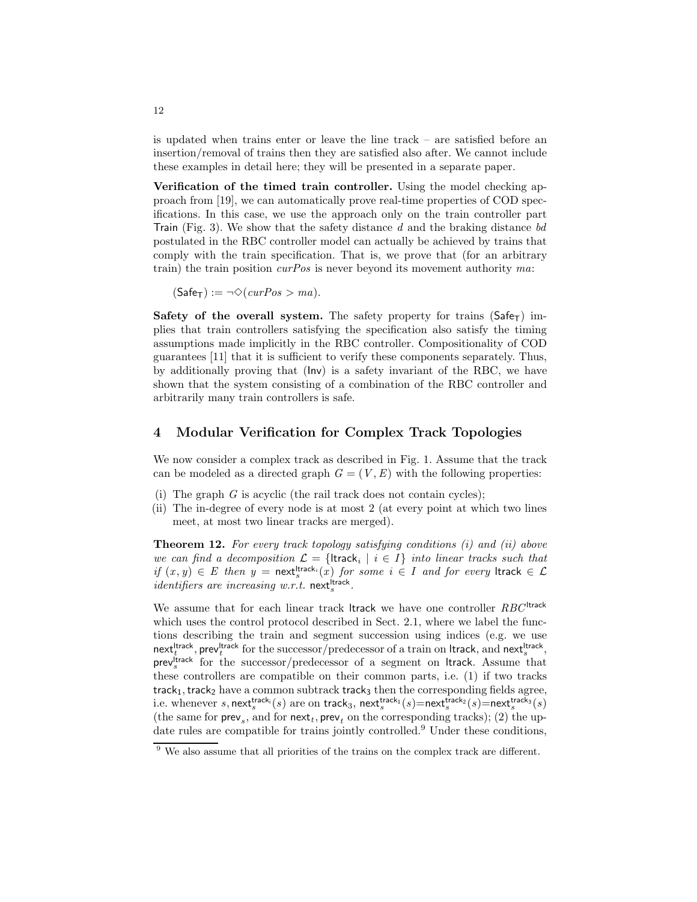is updated when trains enter or leave the line track – are satisfied before an insertion/removal of trains then they are satisfied also after. We cannot include these examples in detail here; they will be presented in a separate paper.

**Verification of the timed train controller.** Using the model checking approach from [19], we can automatically prove real-time properties of COD specifications. In this case, we use the approach only on the train controller part Train (Fig. 3). We show that the safety distance $d$ and the braking distance $bd$ postulated in the RBC controller model can actually be achieved by trains that comply with the train specification. That is, we prove that (for an arbitrary train) the train position $curPos$ is never beyond its movement authority $ma$:

$$(\mathsf{Safe}_\mathsf{T}) := \neg\Diamond(curPos > ma).$$

**Safety of the overall system.** The safety property for trains ($\mathsf{Safe}_\mathsf{T}$) implies that train controllers satisfying the specification also satisfy the timing assumptions made implicitly in the RBC controller. Compositionality of COD guarantees [11] that it is sufficient to verify these components separately. Thus, by additionally proving that (Inv) is a safety invariant of the RBC, we have shown that the system consisting of a combination of the RBC controller and arbitrarily many train controllers is safe.

## 4 Modular Verification for Complex Track Topologies

We now consider a complex track as described in Fig. 1. Assume that the track can be modeled as a directed graph $G = (V, E)$ with the following properties:

(i) The graph $G$ is acyclic (the rail track does not contain cycles);
(ii) The in-degree of every node is at most 2 (at every point at which two lines meet, at most two linear tracks are merged).

**Theorem 12.** *For every track topology satisfying conditions (i) and (ii) above we can find a decomposition $\mathcal{L} = \{\mathsf{ltrack}_i \mid i \in I\}$ into linear tracks such that if $(x, y) \in E$ then $y = \mathsf{next}_s^{\mathsf{ltrack}_i}(x)$ for some $i \in I$ and for every $\mathsf{ltrack} \in \mathcal{L}$ identifiers are increasing w.r.t. $\mathsf{next}_s^{\mathsf{ltrack}}$.*

We assume that for each linear track ltrack we have one controller $RBC^{\mathsf{ltrack}}$ which uses the control protocol described in Sect. 2.1, where we label the functions describing the train and segment succession using indices (e.g. we use $\mathsf{next}_t^{\mathsf{ltrack}}, \mathsf{prev}_t^{\mathsf{ltrack}}$ for the successor/predecessor of a train on ltrack, and $\mathsf{next}_s^{\mathsf{ltrack}}$, $\mathsf{prev}_s^{\mathsf{ltrack}}$ for the successor/predecessor of a segment on ltrack. Assume that these controllers are compatible on their common parts, i.e. (1) if two tracks $\mathsf{track}_1, \mathsf{track}_2$ have a common subtrack $\mathsf{track}_3$ then the corresponding fields agree, i.e. whenever $s, \mathsf{next}_s^{\mathsf{track}_i}(s)$ are on $\mathsf{track}_3$, $\mathsf{next}_s^{\mathsf{track}_1}(s) = \mathsf{next}_s^{\mathsf{track}_2}(s) = \mathsf{next}_s^{\mathsf{track}_3}(s)$ (the same for $\mathsf{prev}_s$, and for $\mathsf{next}_t, \mathsf{prev}_t$ on the corresponding tracks); (2) the update rules are compatible for trains jointly controlled.[9] Under these conditions,

[9] We also assume that all priorities of the trains on the complex track are different.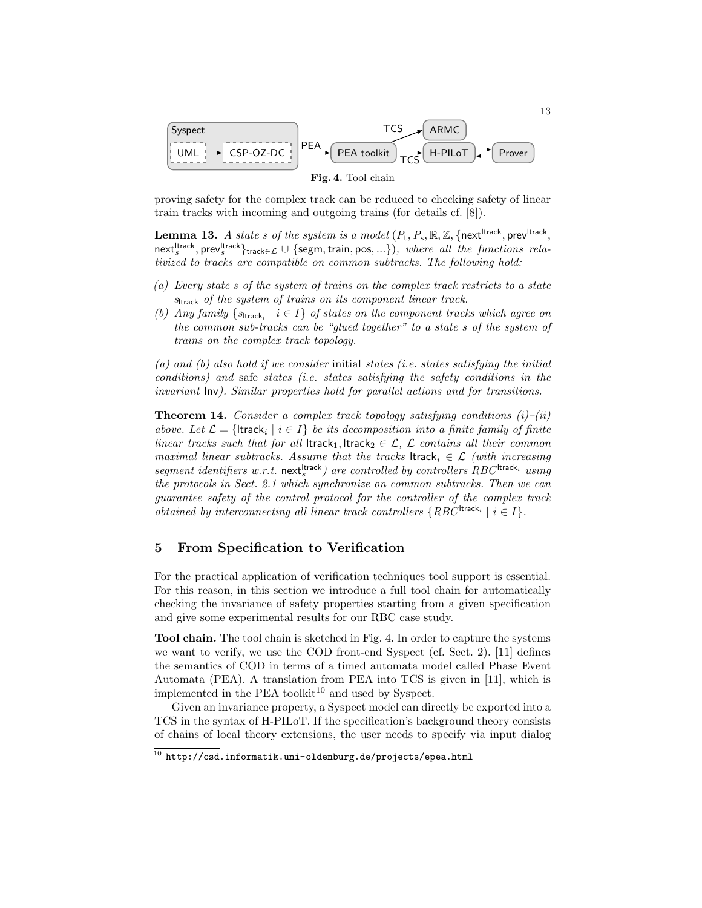Syspect: UML → CSP-OZ-DC → (PEA) → PEA toolkit → (TCS) → ARMC; PEA toolkit → (TCS) → H-PILoT ⇄ Prover

**Fig. 4.** Tool chain

proving safety for the complex track can be reduced to checking safety of linear train tracks with incoming and outgoing trains (for details cf. [8]).

**Lemma 13.** *A state s of the system is a model* $(P_t, P_s, \mathbb{R}, \mathbb{Z}, \{\mathsf{next}^{\mathsf{ltrack}}, \mathsf{prev}^{\mathsf{ltrack}}, \mathsf{next}_s^{\mathsf{ltrack}}, \mathsf{prev}_s^{\mathsf{ltrack}}\}_{\mathsf{track} \in \mathcal{L}} \cup \{\mathsf{segm}, \mathsf{train}, \mathsf{pos}, ...\})$*, where all the functions relativized to tracks are compatible on common subtracks. The following hold:*

*(a) Every state s of the system of trains on the complex track restricts to a state* $s_{\mathsf{ltrack}}$ *of the system of trains on its component linear track.*

*(b) Any family* $\{s_{\mathsf{ltrack}_i} \mid i \in I\}$ *of states on the component tracks which agree on the common sub-tracks can be "glued together" to a state s of the system of trains on the complex track topology.*

*(a) and (b) also hold if we consider* initial *states (i.e. states satisfying the initial conditions) and* safe *states (i.e. states satisfying the safety conditions in the invariant* Inv*). Similar properties hold for parallel actions and for transitions.*

**Theorem 14.** *Consider a complex track topology satisfying conditions (i)–(ii) above. Let* $\mathcal{L} = \{\mathsf{ltrack}_i \mid i \in I\}$ *be its decomposition into a finite family of finite linear tracks such that for all* $\mathsf{ltrack}_1, \mathsf{ltrack}_2 \in \mathcal{L}$*,* $\mathcal{L}$ *contains all their common maximal linear subtracks. Assume that the tracks* $\mathsf{ltrack}_i \in \mathcal{L}$ *(with increasing segment identifiers w.r.t.* $\mathsf{next}_s^{\mathsf{ltrack}}$*) are controlled by controllers* $RBC^{\mathsf{ltrack}_i}$ *using the protocols in Sect. 2.1 which synchronize on common subtracks. Then we can guarantee safety of the control protocol for the controller of the complex track obtained by interconnecting all linear track controllers* $\{RBC^{\mathsf{ltrack}_i} \mid i \in I\}$*.*

## 5 From Specification to Verification

For the practical application of verification techniques tool support is essential. For this reason, in this section we introduce a full tool chain for automatically checking the invariance of safety properties starting from a given specification and give some experimental results for our RBC case study.

**Tool chain.** The tool chain is sketched in Fig. 4. In order to capture the systems we want to verify, we use the COD front-end Syspect (cf. Sect. 2). [11] defines the semantics of COD in terms of a timed automata model called Phase Event Automata (PEA). A translation from PEA into TCS is given in [11], which is implemented in the PEA toolkit[10] and used by Syspect.

Given an invariance property, a Syspect model can directly be exported into a TCS in the syntax of H-PILoT. If the specification's background theory consists of chains of local theory extensions, the user needs to specify via input dialog

[10] http://csd.informatik.uni-oldenburg.de/projects/epea.html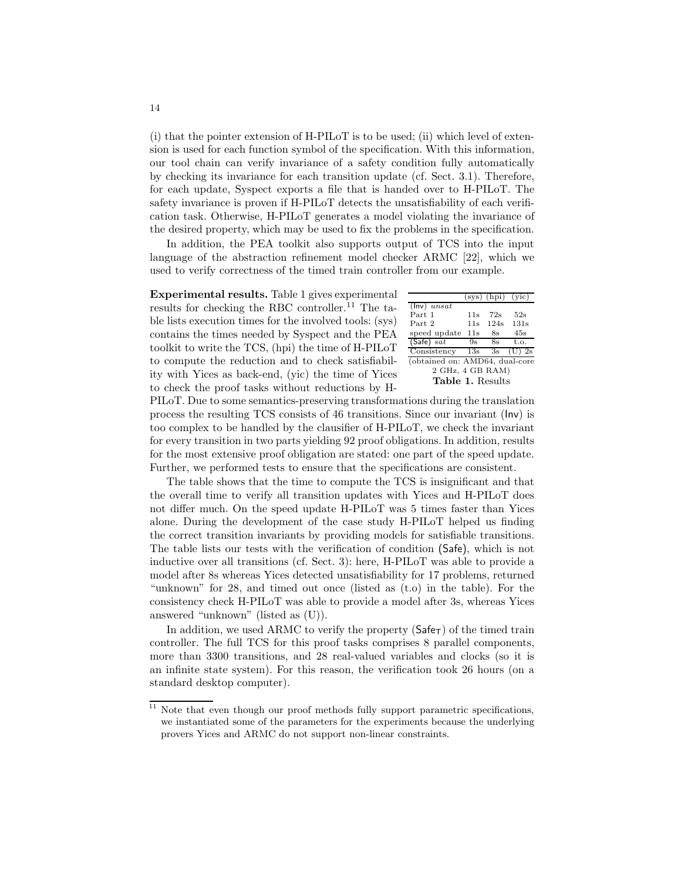(i) that the pointer extension of H-PILoT is to be used; (ii) which level of extension is used for each function symbol of the specification. With this information, our tool chain can verify invariance of a safety condition fully automatically by checking its invariance for each transition update (cf. Sect. 3.1). Therefore, for each update, Syspect exports a file that is handed over to H-PILoT. The safety invariance is proven if H-PILoT detects the unsatisfiability of each verification task. Otherwise, H-PILoT generates a model violating the invariance of the desired property, which may be used to fix the problems in the specification.

In addition, the PEA toolkit also supports output of TCS into the input language of the abstraction refinement model checker ARMC [22], which we used to verify correctness of the timed train controller from our example.

**Experimental results.** Table 1 gives experimental results for checking the RBC controller.[11] The table lists execution times for the involved tools: (sys) contains the times needed by Syspect and the PEA toolkit to write the TCS, (hpi) the time of H-PILoT to compute the reduction and to check satisfiability with Yices as back-end, (yic) the time of Yices to check the proof tasks without reductions by H-PILoT. Due to some semantics-preserving transformations during the translation process the resulting TCS consists of 46 transitions. Since our invariant (Inv) is too complex to be handled by the clausifier of H-PILoT, we check the invariant for every transition in two parts yielding 92 proof obligations. In addition, results for the most extensive proof obligation are stated: one part of the speed update. Further, we performed tests to ensure that the specifications are consistent.

| | (sys) | (hpi) | (yic) |
|---|---|---|---|
| (Inv) *unsat* | | | |
| Part 1 | 11s | 72s | 52s |
| Part 2 | 11s | 124s | 131s |
| speed update | 11s | 8s | 45s |
| (Safe) *sat* | 9s | 8s | t.o. |
| Consistency | 13s | 3s | (U) 2s |

(obtained on: AMD64, dual-core 2 GHz, 4 GB RAM)

**Table 1.** Results

The table shows that the time to compute the TCS is insignificant and that the overall time to verify all transition updates with Yices and H-PILoT does not differ much. On the speed update H-PILoT was 5 times faster than Yices alone. During the development of the case study H-PILoT helped us finding the correct transition invariants by providing models for satisfiable transitions. The table lists our tests with the verification of condition (Safe), which is not inductive over all transitions (cf. Sect. 3): here, H-PILoT was able to provide a model after 8s whereas Yices detected unsatisfiability for 17 problems, returned "unknown" for 28, and timed out once (listed as (t.o) in the table). For the consistency check H-PILoT was able to provide a model after 3s, whereas Yices answered "unknown" (listed as (U)).

In addition, we used ARMC to verify the property ($\mathsf{Safe}_\mathsf{T}$) of the timed train controller. The full TCS for this proof tasks comprises 8 parallel components, more than 3300 transitions, and 28 real-valued variables and clocks (so it is an infinite state system). For this reason, the verification took 26 hours (on a standard desktop computer).

---

[11] Note that even though our proof methods fully support parametric specifications, we instantiated some of the parameters for the experiments because the underlying provers Yices and ARMC do not support non-linear constraints.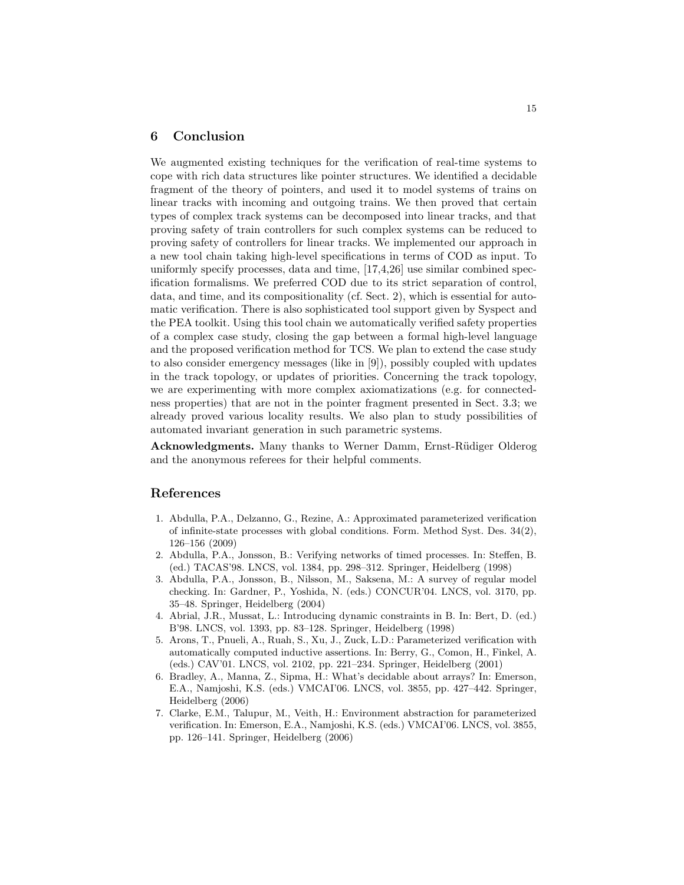## 6 Conclusion

We augmented existing techniques for the verification of real-time systems to cope with rich data structures like pointer structures. We identified a decidable fragment of the theory of pointers, and used it to model systems of trains on linear tracks with incoming and outgoing trains. We then proved that certain types of complex track systems can be decomposed into linear tracks, and that proving safety of train controllers for such complex systems can be reduced to proving safety of controllers for linear tracks. We implemented our approach in a new tool chain taking high-level specifications in terms of COD as input. To uniformly specify processes, data and time, [17,4,26] use similar combined specification formalisms. We preferred COD due to its strict separation of control, data, and time, and its compositionality (cf. Sect. 2), which is essential for automatic verification. There is also sophisticated tool support given by Syspect and the PEA toolkit. Using this tool chain we automatically verified safety properties of a complex case study, closing the gap between a formal high-level language and the proposed verification method for TCS. We plan to extend the case study to also consider emergency messages (like in [9]), possibly coupled with updates in the track topology, or updates of priorities. Concerning the track topology, we are experimenting with more complex axiomatizations (e.g. for connectedness properties) that are not in the pointer fragment presented in Sect. 3.3; we already proved various locality results. We also plan to study possibilities of automated invariant generation in such parametric systems.

**Acknowledgments.** Many thanks to Werner Damm, Ernst-Rüdiger Olderog and the anonymous referees for their helpful comments.

## References

1. Abdulla, P.A., Delzanno, G., Rezine, A.: Approximated parameterized verification of infinite-state processes with global conditions. Form. Method Syst. Des. 34(2), 126–156 (2009)
2. Abdulla, P.A., Jonsson, B.: Verifying networks of timed processes. In: Steffen, B. (ed.) TACAS'98. LNCS, vol. 1384, pp. 298–312. Springer, Heidelberg (1998)
3. Abdulla, P.A., Jonsson, B., Nilsson, M., Saksena, M.: A survey of regular model checking. In: Gardner, P., Yoshida, N. (eds.) CONCUR'04. LNCS, vol. 3170, pp. 35–48. Springer, Heidelberg (2004)
4. Abrial, J.R., Mussat, L.: Introducing dynamic constraints in B. In: Bert, D. (ed.) B'98. LNCS, vol. 1393, pp. 83–128. Springer, Heidelberg (1998)
5. Arons, T., Pnueli, A., Ruah, S., Xu, J., Zuck, L.D.: Parameterized verification with automatically computed inductive assertions. In: Berry, G., Comon, H., Finkel, A. (eds.) CAV'01. LNCS, vol. 2102, pp. 221–234. Springer, Heidelberg (2001)
6. Bradley, A., Manna, Z., Sipma, H.: What's decidable about arrays? In: Emerson, E.A., Namjoshi, K.S. (eds.) VMCAI'06. LNCS, vol. 3855, pp. 427–442. Springer, Heidelberg (2006)
7. Clarke, E.M., Talupur, M., Veith, H.: Environment abstraction for parameterized verification. In: Emerson, E.A., Namjoshi, K.S. (eds.) VMCAI'06. LNCS, vol. 3855, pp. 126–141. Springer, Heidelberg (2006)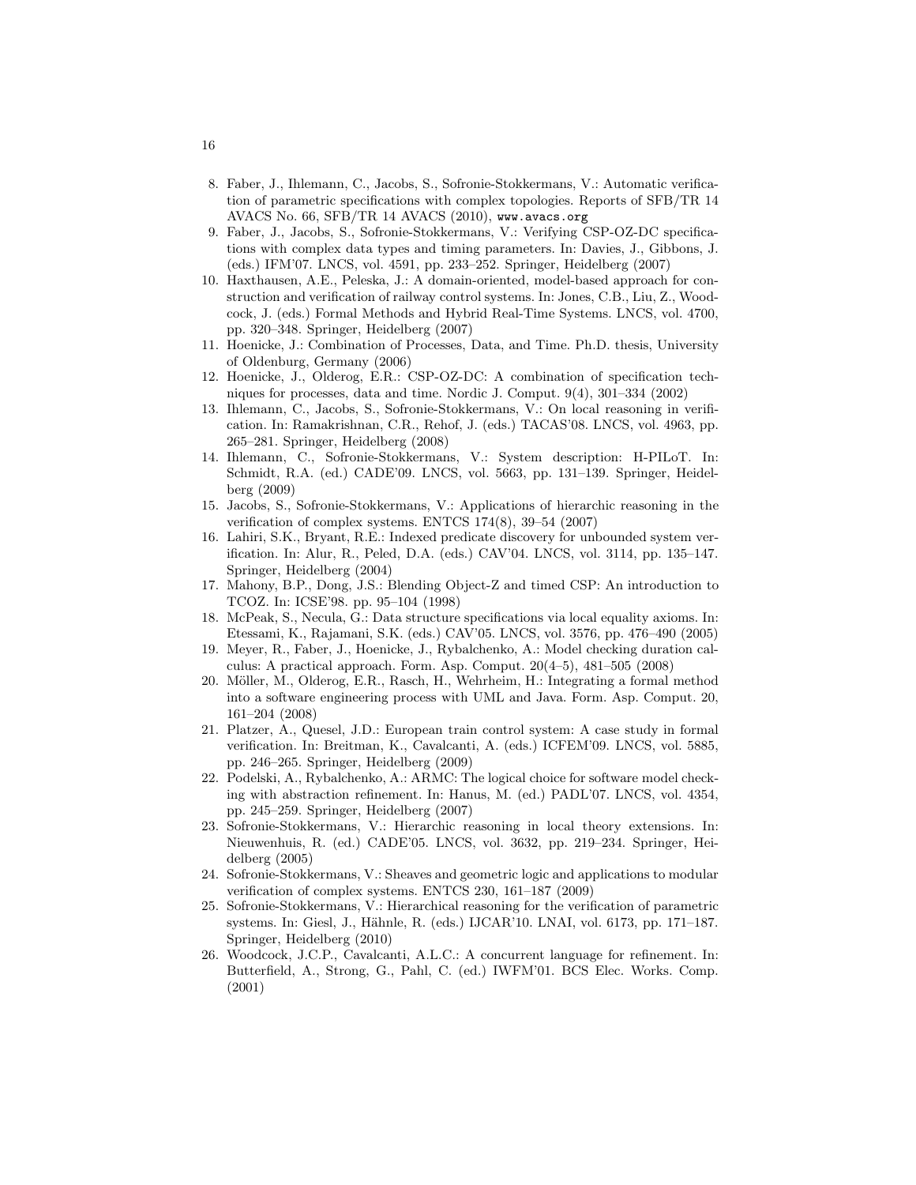8. Faber, J., Ihlemann, C., Jacobs, S., Sofronie-Stokkermans, V.: Automatic verification of parametric specifications with complex topologies. Reports of SFB/TR 14 AVACS No. 66, SFB/TR 14 AVACS (2010), www.avacs.org
9. Faber, J., Jacobs, S., Sofronie-Stokkermans, V.: Verifying CSP-OZ-DC specifications with complex data types and timing parameters. In: Davies, J., Gibbons, J. (eds.) IFM'07. LNCS, vol. 4591, pp. 233–252. Springer, Heidelberg (2007)
10. Haxthausen, A.E., Peleska, J.: A domain-oriented, model-based approach for construction and verification of railway control systems. In: Jones, C.B., Liu, Z., Woodcock, J. (eds.) Formal Methods and Hybrid Real-Time Systems. LNCS, vol. 4700, pp. 320–348. Springer, Heidelberg (2007)
11. Hoenicke, J.: Combination of Processes, Data, and Time. Ph.D. thesis, University of Oldenburg, Germany (2006)
12. Hoenicke, J., Olderog, E.R.: CSP-OZ-DC: A combination of specification techniques for processes, data and time. Nordic J. Comput. 9(4), 301–334 (2002)
13. Ihlemann, C., Jacobs, S., Sofronie-Stokkermans, V.: On local reasoning in verification. In: Ramakrishnan, C.R., Rehof, J. (eds.) TACAS'08. LNCS, vol. 4963, pp. 265–281. Springer, Heidelberg (2008)
14. Ihlemann, C., Sofronie-Stokkermans, V.: System description: H-PILoT. In: Schmidt, R.A. (ed.) CADE'09. LNCS, vol. 5663, pp. 131–139. Springer, Heidelberg (2009)
15. Jacobs, S., Sofronie-Stokkermans, V.: Applications of hierarchic reasoning in the verification of complex systems. ENTCS 174(8), 39–54 (2007)
16. Lahiri, S.K., Bryant, R.E.: Indexed predicate discovery for unbounded system verification. In: Alur, R., Peled, D.A. (eds.) CAV'04. LNCS, vol. 3114, pp. 135–147. Springer, Heidelberg (2004)
17. Mahony, B.P., Dong, J.S.: Blending Object-Z and timed CSP: An introduction to TCOZ. In: ICSE'98. pp. 95–104 (1998)
18. McPeak, S., Necula, G.: Data structure specifications via local equality axioms. In: Etessami, K., Rajamani, S.K. (eds.) CAV'05. LNCS, vol. 3576, pp. 476–490 (2005)
19. Meyer, R., Faber, J., Hoenicke, J., Rybalchenko, A.: Model checking duration calculus: A practical approach. Form. Asp. Comput. 20(4–5), 481–505 (2008)
20. Möller, M., Olderog, E.R., Rasch, H., Wehrheim, H.: Integrating a formal method into a software engineering process with UML and Java. Form. Asp. Comput. 20, 161–204 (2008)
21. Platzer, A., Quesel, J.D.: European train control system: A case study in formal verification. In: Breitman, K., Cavalcanti, A. (eds.) ICFEM'09. LNCS, vol. 5885, pp. 246–265. Springer, Heidelberg (2009)
22. Podelski, A., Rybalchenko, A.: ARMC: The logical choice for software model checking with abstraction refinement. In: Hanus, M. (ed.) PADL'07. LNCS, vol. 4354, pp. 245–259. Springer, Heidelberg (2007)
23. Sofronie-Stokkermans, V.: Hierarchic reasoning in local theory extensions. In: Nieuwenhuis, R. (ed.) CADE'05. LNCS, vol. 3632, pp. 219–234. Springer, Heidelberg (2005)
24. Sofronie-Stokkermans, V.: Sheaves and geometric logic and applications to modular verification of complex systems. ENTCS 230, 161–187 (2009)
25. Sofronie-Stokkermans, V.: Hierarchical reasoning for the verification of parametric systems. In: Giesl, J., Hähnle, R. (eds.) IJCAR'10. LNAI, vol. 6173, pp. 171–187. Springer, Heidelberg (2010)
26. Woodcock, J.C.P., Cavalcanti, A.L.C.: A concurrent language for refinement. In: Butterfield, A., Strong, G., Pahl, C. (ed.) IWFM'01. BCS Elec. Works. Comp. (2001)